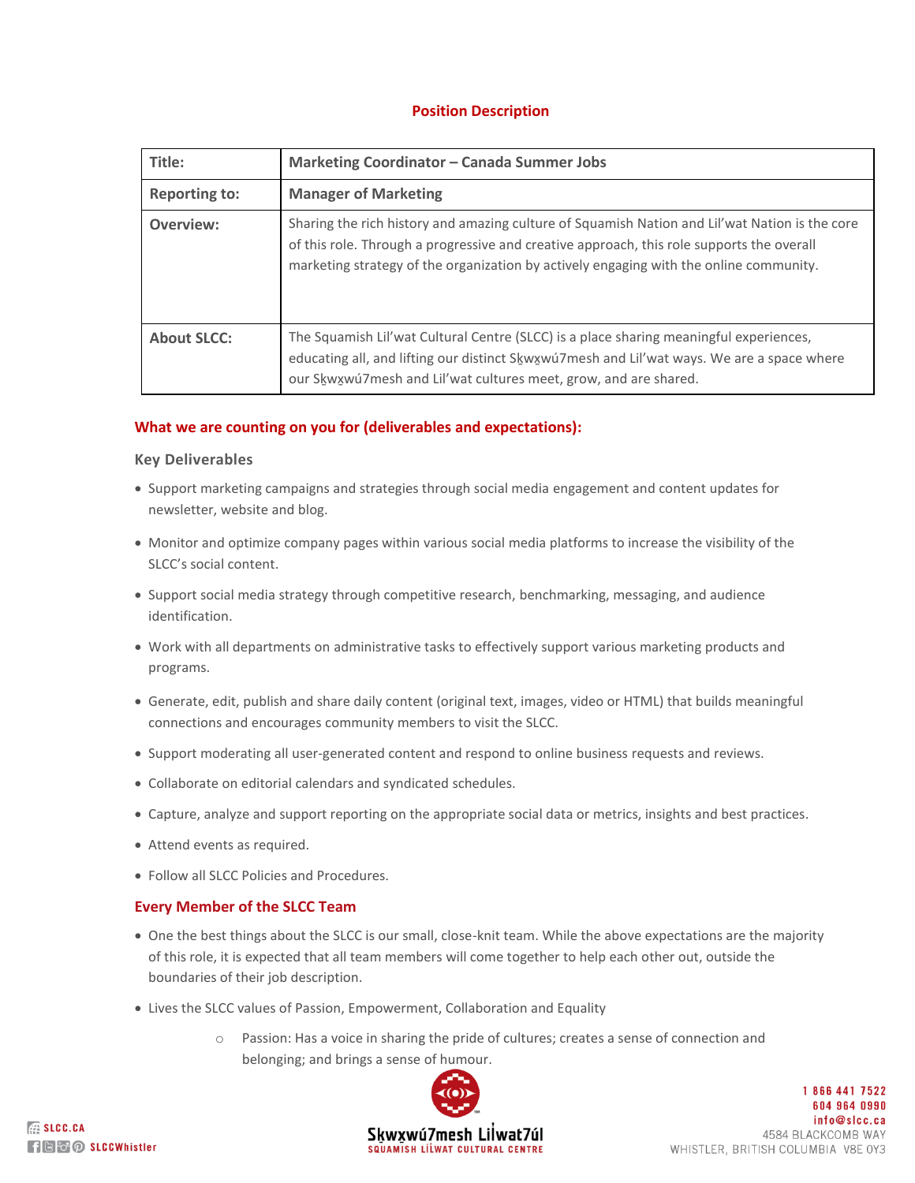## Position Description

| Title: | Marketing Coordinator – Canada Summer Jobs |
|---|---|
| Reporting to: | Manager of Marketing |
| Overview: | Sharing the rich history and amazing culture of Squamish Nation and Lil'wat Nation is the core of this role. Through a progressive and creative approach, this role supports the overall marketing strategy of the organization by actively engaging with the online community. |
| About SLCC: | The Squamish Lil'wat Cultural Centre (SLCC) is a place sharing meaningful experiences, educating all, and lifting our distinct Sḵwx̱wú7mesh and Lil'wat ways. We are a space where our Sḵwx̱wú7mesh and Lil'wat cultures meet, grow, and are shared. |

## What we are counting on you for (deliverables and expectations):

### Key Deliverables

- Support marketing campaigns and strategies through social media engagement and content updates for newsletter, website and blog.
- Monitor and optimize company pages within various social media platforms to increase the visibility of the SLCC's social content.
- Support social media strategy through competitive research, benchmarking, messaging, and audience identification.
- Work with all departments on administrative tasks to effectively support various marketing products and programs.
- Generate, edit, publish and share daily content (original text, images, video or HTML) that builds meaningful connections and encourages community members to visit the SLCC.
- Support moderating all user-generated content and respond to online business requests and reviews.
- Collaborate on editorial calendars and syndicated schedules.
- Capture, analyze and support reporting on the appropriate social data or metrics, insights and best practices.
- Attend events as required.
- Follow all SLCC Policies and Procedures.

## Every Member of the SLCC Team

- One the best things about the SLCC is our small, close-knit team. While the above expectations are the majority of this role, it is expected that all team members will come together to help each other out, outside the boundaries of their job description.
- Lives the SLCC values of Passion, Empowerment, Collaboration and Equality
  - Passion: Has a voice in sharing the pride of cultures; creates a sense of connection and belonging; and brings a sense of humour.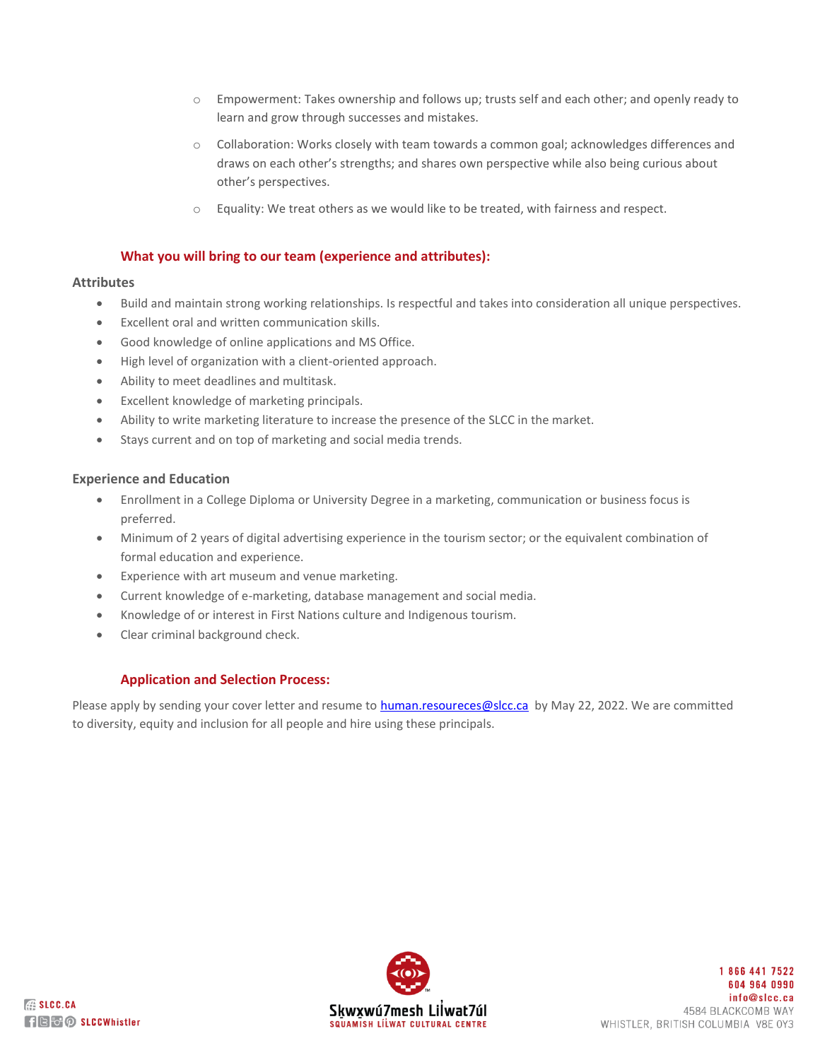- Empowerment: Takes ownership and follows up; trusts self and each other; and openly ready to learn and grow through successes and mistakes.
- Collaboration: Works closely with team towards a common goal; acknowledges differences and draws on each other's strengths; and shares own perspective while also being curious about other's perspectives.
- Equality: We treat others as we would like to be treated, with fairness and respect.

## What you will bring to our team (experience and attributes):

### Attributes

- Build and maintain strong working relationships. Is respectful and takes into consideration all unique perspectives.
- Excellent oral and written communication skills.
- Good knowledge of online applications and MS Office.
- High level of organization with a client-oriented approach.
- Ability to meet deadlines and multitask.
- Excellent knowledge of marketing principals.
- Ability to write marketing literature to increase the presence of the SLCC in the market.
- Stays current and on top of marketing and social media trends.

### Experience and Education

- Enrollment in a College Diploma or University Degree in a marketing, communication or business focus is preferred.
- Minimum of 2 years of digital advertising experience in the tourism sector; or the equivalent combination of formal education and experience.
- Experience with art museum and venue marketing.
- Current knowledge of e-marketing, database management and social media.
- Knowledge of or interest in First Nations culture and Indigenous tourism.
- Clear criminal background check.

## Application and Selection Process:

Please apply by sending your cover letter and resume to human.resoureces@slcc.ca by May 22, 2022. We are committed to diversity, equity and inclusion for all people and hire using these principals.

SLCC.CA
SLCCWhistler

Sḵwx̱wú7mesh Lil̓wat7úl
SQUAMISH LÍL̓WAT CULTURAL CENTRE

1 866 441 7522
604 964 0990
info@slcc.ca
4584 BLACKCOMB WAY
WHISTLER, BRITISH COLUMBIA V8E 0Y3